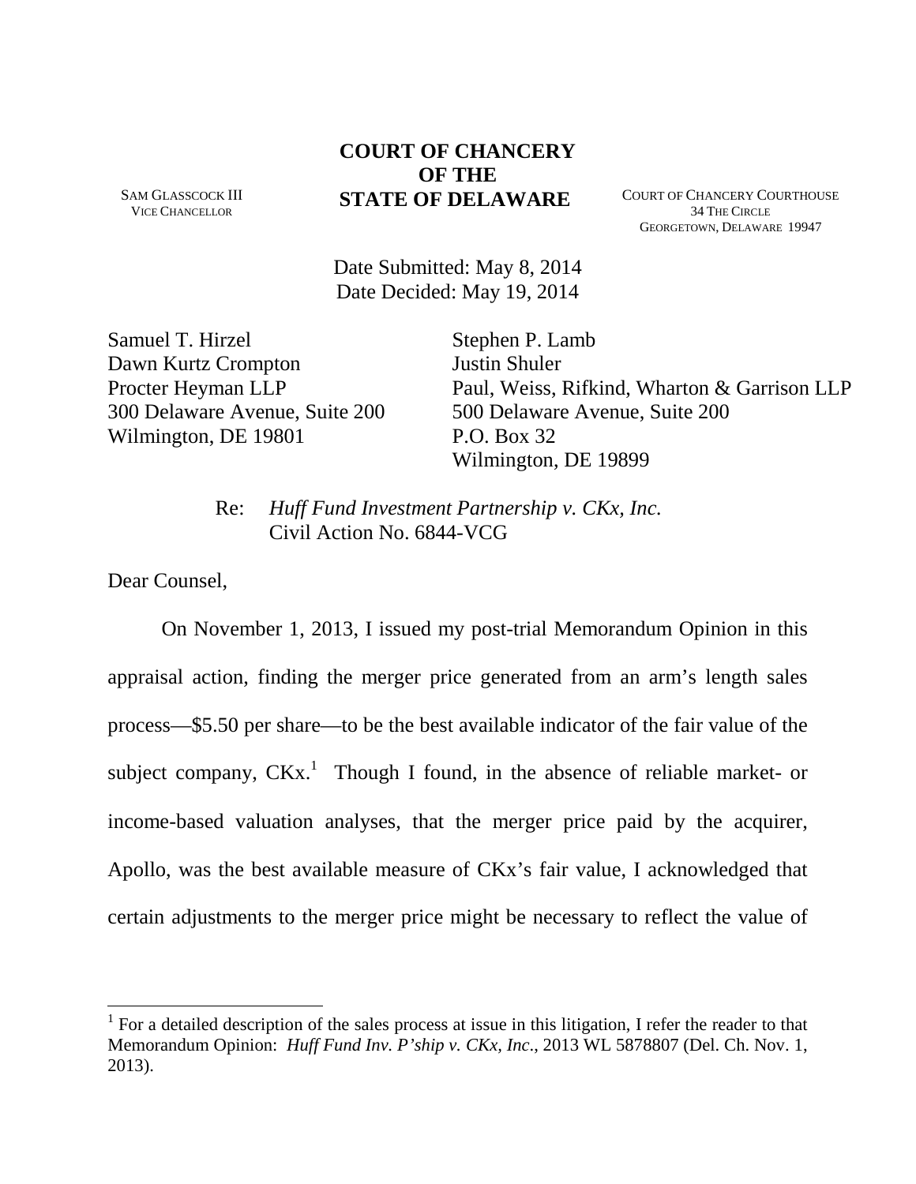**COURT OF CHANCERY**
**OF THE**
**STATE OF DELAWARE**

SAM GLASSCOCK III
VICE CHANCELLOR

COURT OF CHANCERY COURTHOUSE
34 THE CIRCLE
GEORGETOWN, DELAWARE 19947

Date Submitted: May 8, 2014
Date Decided: May 19, 2014

Samuel T. Hirzel
Dawn Kurtz Crompton
Procter Heyman LLP
300 Delaware Avenue, Suite 200
Wilmington, DE 19801

Stephen P. Lamb
Justin Shuler
Paul, Weiss, Rifkind, Wharton & Garrison LLP
500 Delaware Avenue, Suite 200
P.O. Box 32
Wilmington, DE 19899

Re: *Huff Fund Investment Partnership v. CKx, Inc.*
Civil Action No. 6844-VCG

Dear Counsel,

On November 1, 2013, I issued my post-trial Memorandum Opinion in this appraisal action, finding the merger price generated from an arm's length sales process—$5.50 per share—to be the best available indicator of the fair value of the subject company, CKx.[1] Though I found, in the absence of reliable market- or income-based valuation analyses, that the merger price paid by the acquirer, Apollo, was the best available measure of CKx's fair value, I acknowledged that certain adjustments to the merger price might be necessary to reflect the value of

[1] For a detailed description of the sales process at issue in this litigation, I refer the reader to that Memorandum Opinion: *Huff Fund Inv. P'ship v. CKx, Inc.*, 2013 WL 5878807 (Del. Ch. Nov. 1, 2013).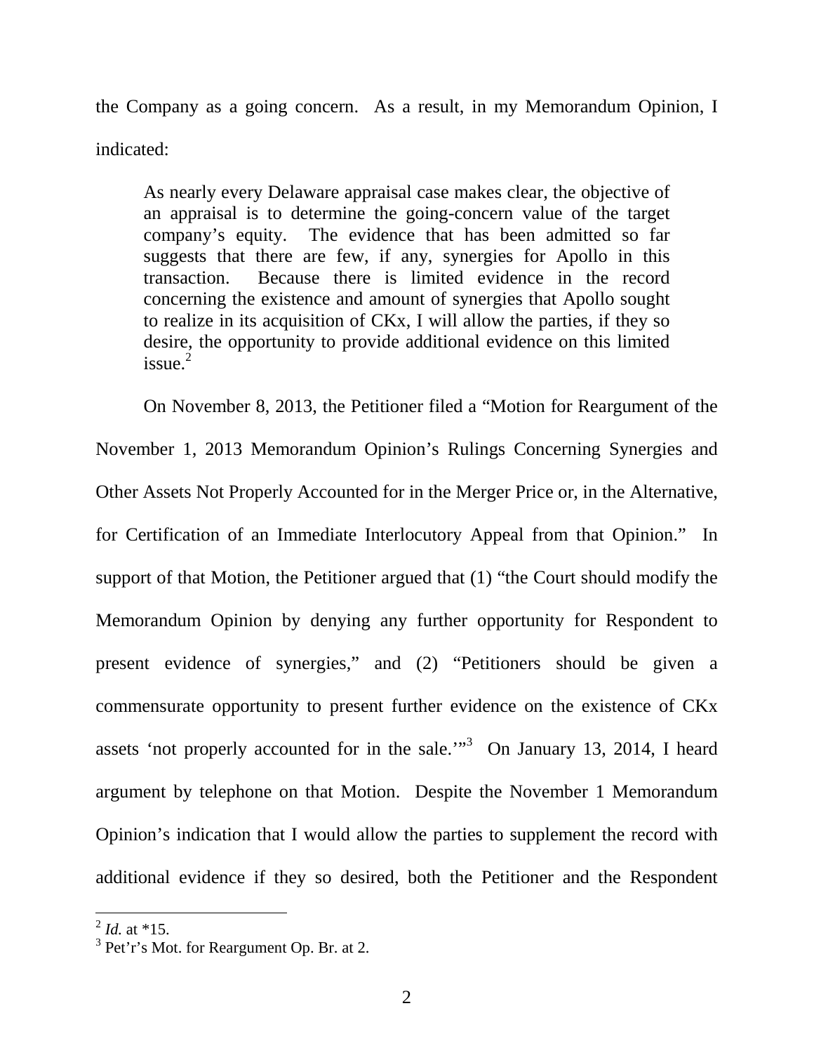the Company as a going concern. As a result, in my Memorandum Opinion, I indicated:

> As nearly every Delaware appraisal case makes clear, the objective of an appraisal is to determine the going-concern value of the target company's equity. The evidence that has been admitted so far suggests that there are few, if any, synergies for Apollo in this transaction. Because there is limited evidence in the record concerning the existence and amount of synergies that Apollo sought to realize in its acquisition of CKx, I will allow the parties, if they so desire, the opportunity to provide additional evidence on this limited issue.[2]

On November 8, 2013, the Petitioner filed a "Motion for Reargument of the November 1, 2013 Memorandum Opinion's Rulings Concerning Synergies and Other Assets Not Properly Accounted for in the Merger Price or, in the Alternative, for Certification of an Immediate Interlocutory Appeal from that Opinion." In support of that Motion, the Petitioner argued that (1) "the Court should modify the Memorandum Opinion by denying any further opportunity for Respondent to present evidence of synergies," and (2) "Petitioners should be given a commensurate opportunity to present further evidence on the existence of CKx assets 'not properly accounted for in the sale.'"[3] On January 13, 2014, I heard argument by telephone on that Motion. Despite the November 1 Memorandum Opinion's indication that I would allow the parties to supplement the record with additional evidence if they so desired, both the Petitioner and the Respondent

---

[2] *Id.* at *15.

[3] Pet'r's Mot. for Reargument Op. Br. at 2.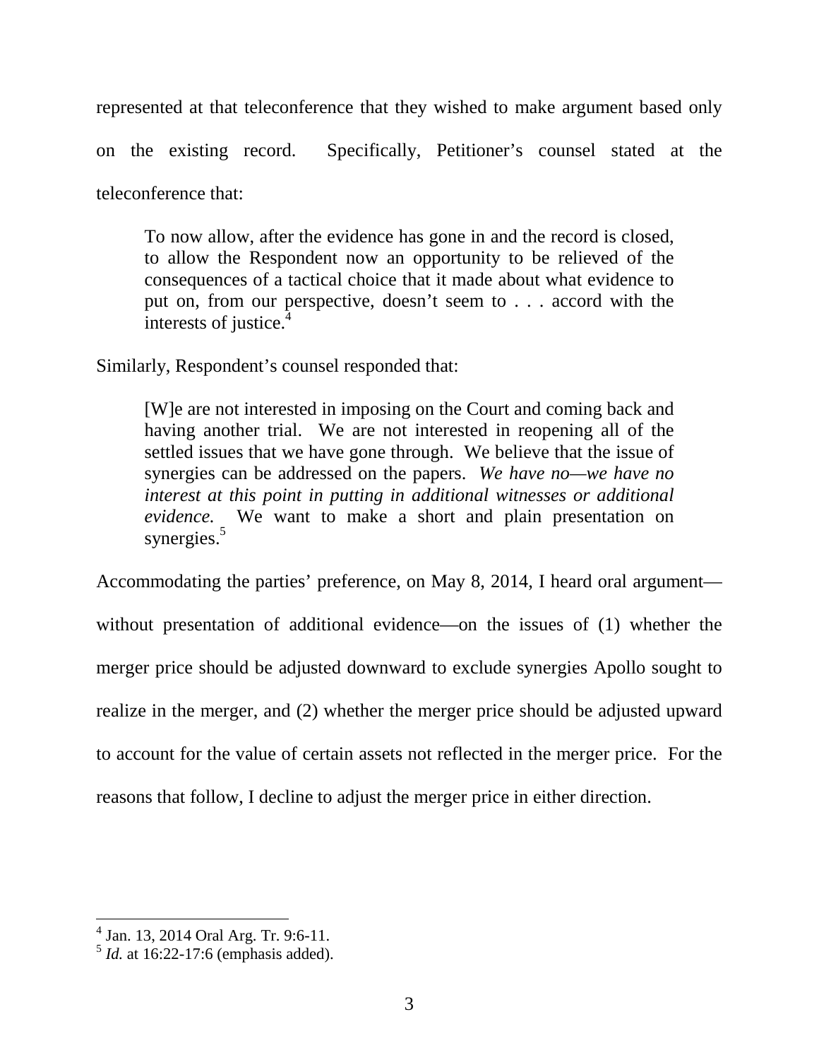represented at that teleconference that they wished to make argument based only on the existing record. Specifically, Petitioner's counsel stated at the teleconference that:

> To now allow, after the evidence has gone in and the record is closed, to allow the Respondent now an opportunity to be relieved of the consequences of a tactical choice that it made about what evidence to put on, from our perspective, doesn't seem to . . . accord with the interests of justice.[4]

Similarly, Respondent's counsel responded that:

> [W]e are not interested in imposing on the Court and coming back and having another trial. We are not interested in reopening all of the settled issues that we have gone through. We believe that the issue of synergies can be addressed on the papers. *We have no—we have no interest at this point in putting in additional witnesses or additional evidence.* We want to make a short and plain presentation on synergies.[5]

Accommodating the parties' preference, on May 8, 2014, I heard oral argument—without presentation of additional evidence—on the issues of (1) whether the merger price should be adjusted downward to exclude synergies Apollo sought to realize in the merger, and (2) whether the merger price should be adjusted upward to account for the value of certain assets not reflected in the merger price. For the reasons that follow, I decline to adjust the merger price in either direction.

---

[4] Jan. 13, 2014 Oral Arg. Tr. 9:6-11.

[5] *Id.* at 16:22-17:6 (emphasis added).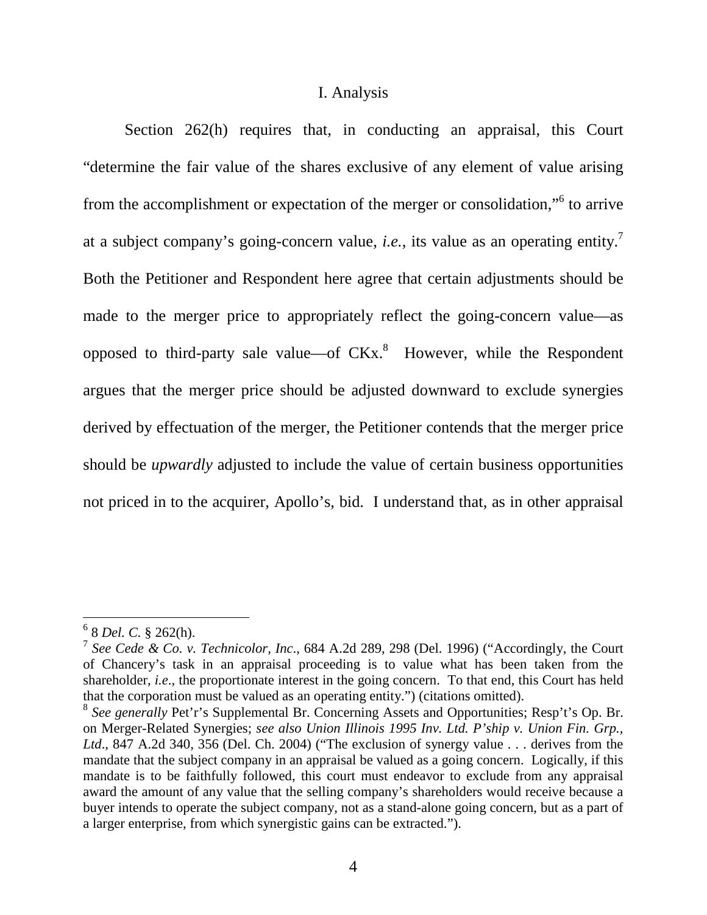## I. Analysis

Section 262(h) requires that, in conducting an appraisal, this Court "determine the fair value of the shares exclusive of any element of value arising from the accomplishment or expectation of the merger or consolidation,"[6] to arrive at a subject company's going-concern value, *i.e.*, its value as an operating entity.[7] Both the Petitioner and Respondent here agree that certain adjustments should be made to the merger price to appropriately reflect the going-concern value—as opposed to third-party sale value—of CKx.[8] However, while the Respondent argues that the merger price should be adjusted downward to exclude synergies derived by effectuation of the merger, the Petitioner contends that the merger price should be *upwardly* adjusted to include the value of certain business opportunities not priced in to the acquirer, Apollo's, bid. I understand that, as in other appraisal

---

[6] 8 *Del. C.* § 262(h).

[7] *See Cede & Co. v. Technicolor, Inc*., 684 A.2d 289, 298 (Del. 1996) ("Accordingly, the Court of Chancery's task in an appraisal proceeding is to value what has been taken from the shareholder, *i.e*., the proportionate interest in the going concern. To that end, this Court has held that the corporation must be valued as an operating entity.") (citations omitted).

[8] *See generally* Pet'r's Supplemental Br. Concerning Assets and Opportunities; Resp't's Op. Br. on Merger-Related Synergies; *see also Union Illinois 1995 Inv. Ltd. P'ship v. Union Fin. Grp., Ltd*., 847 A.2d 340, 356 (Del. Ch. 2004) ("The exclusion of synergy value . . . derives from the mandate that the subject company in an appraisal be valued as a going concern. Logically, if this mandate is to be faithfully followed, this court must endeavor to exclude from any appraisal award the amount of any value that the selling company's shareholders would receive because a buyer intends to operate the subject company, not as a stand-alone going concern, but as a part of a larger enterprise, from which synergistic gains can be extracted.").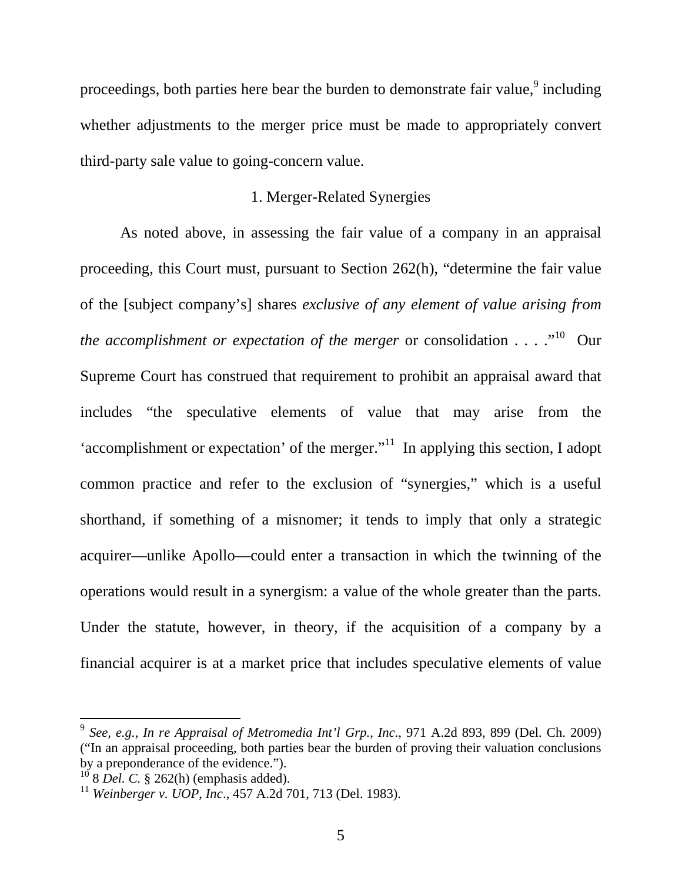proceedings, both parties here bear the burden to demonstrate fair value,[9] including whether adjustments to the merger price must be made to appropriately convert third-party sale value to going-concern value.

### 1. Merger-Related Synergies

As noted above, in assessing the fair value of a company in an appraisal proceeding, this Court must, pursuant to Section 262(h), "determine the fair value of the [subject company's] shares *exclusive of any element of value arising from the accomplishment or expectation of the merger* or consolidation . . . ."[10] Our Supreme Court has construed that requirement to prohibit an appraisal award that includes "the speculative elements of value that may arise from the 'accomplishment or expectation' of the merger."[11] In applying this section, I adopt common practice and refer to the exclusion of "synergies," which is a useful shorthand, if something of a misnomer; it tends to imply that only a strategic acquirer—unlike Apollo—could enter a transaction in which the twinning of the operations would result in a synergism: a value of the whole greater than the parts. Under the statute, however, in theory, if the acquisition of a company by a financial acquirer is at a market price that includes speculative elements of value

---

[9] *See, e.g.*, *In re Appraisal of Metromedia Int'l Grp., Inc*., 971 A.2d 893, 899 (Del. Ch. 2009) ("In an appraisal proceeding, both parties bear the burden of proving their valuation conclusions by a preponderance of the evidence.").

[10] 8 *Del. C.* § 262(h) (emphasis added).

[11] *Weinberger v. UOP, Inc*., 457 A.2d 701, 713 (Del. 1983).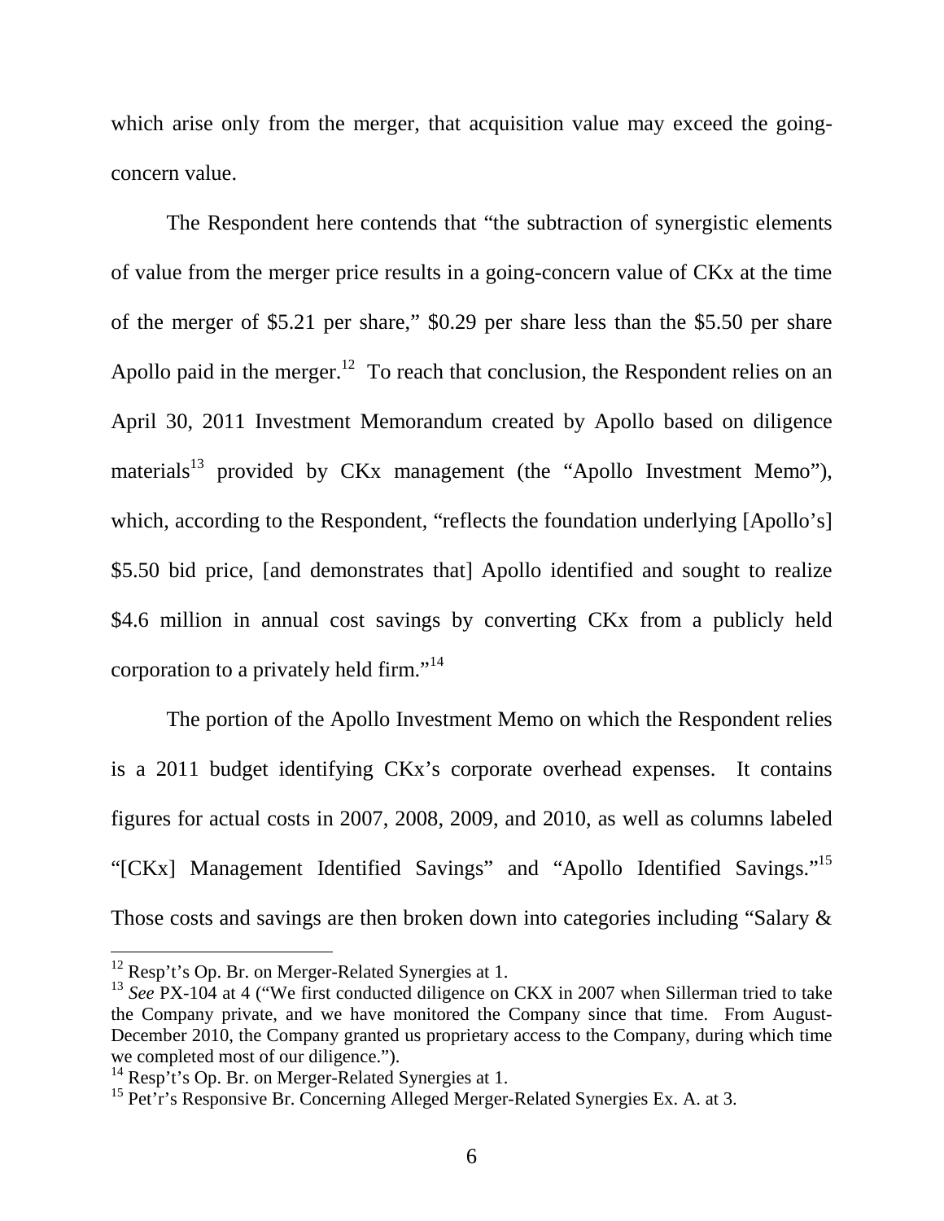which arise only from the merger, that acquisition value may exceed the going-concern value.

The Respondent here contends that "the subtraction of synergistic elements of value from the merger price results in a going-concern value of CKx at the time of the merger of $5.21 per share," $0.29 per share less than the $5.50 per share Apollo paid in the merger.[12] To reach that conclusion, the Respondent relies on an April 30, 2011 Investment Memorandum created by Apollo based on diligence materials[13] provided by CKx management (the "Apollo Investment Memo"), which, according to the Respondent, "reflects the foundation underlying [Apollo's] $5.50 bid price, [and demonstrates that] Apollo identified and sought to realize $4.6 million in annual cost savings by converting CKx from a publicly held corporation to a privately held firm."[14]

The portion of the Apollo Investment Memo on which the Respondent relies is a 2011 budget identifying CKx's corporate overhead expenses. It contains figures for actual costs in 2007, 2008, 2009, and 2010, as well as columns labeled "[CKx] Management Identified Savings" and "Apollo Identified Savings."[15] Those costs and savings are then broken down into categories including "Salary &

---

[12] Resp't's Op. Br. on Merger-Related Synergies at 1.

[13] *See* PX-104 at 4 ("We first conducted diligence on CKX in 2007 when Sillerman tried to take the Company private, and we have monitored the Company since that time. From August-December 2010, the Company granted us proprietary access to the Company, during which time we completed most of our diligence.").

[14] Resp't's Op. Br. on Merger-Related Synergies at 1.

[15] Pet'r's Responsive Br. Concerning Alleged Merger-Related Synergies Ex. A. at 3.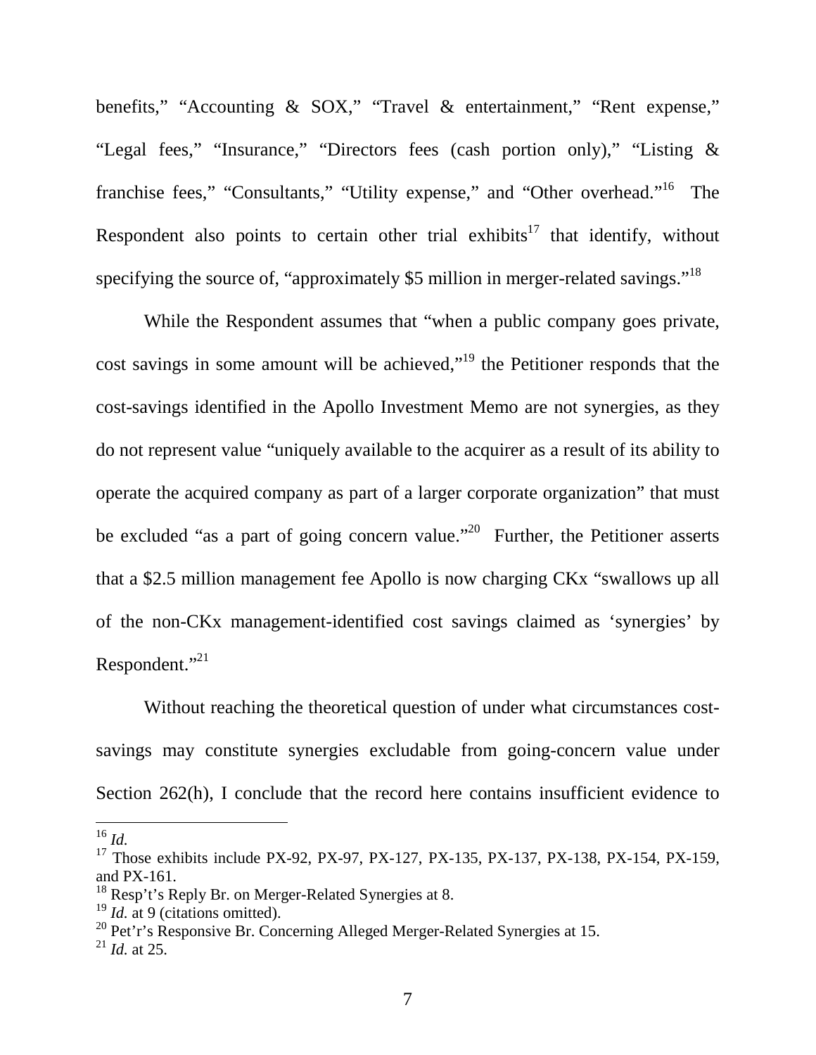benefits," "Accounting & SOX," "Travel & entertainment," "Rent expense," "Legal fees," "Insurance," "Directors fees (cash portion only)," "Listing & franchise fees," "Consultants," "Utility expense," and "Other overhead."[16] The Respondent also points to certain other trial exhibits[17] that identify, without specifying the source of, "approximately $5 million in merger-related savings."[18]

While the Respondent assumes that "when a public company goes private, cost savings in some amount will be achieved,"[19] the Petitioner responds that the cost-savings identified in the Apollo Investment Memo are not synergies, as they do not represent value "uniquely available to the acquirer as a result of its ability to operate the acquired company as part of a larger corporate organization" that must be excluded "as a part of going concern value."[20] Further, the Petitioner asserts that a $2.5 million management fee Apollo is now charging CKx "swallows up all of the non-CKx management-identified cost savings claimed as 'synergies' by Respondent."[21]

Without reaching the theoretical question of under what circumstances cost-savings may constitute synergies excludable from going-concern value under Section 262(h), I conclude that the record here contains insufficient evidence to

---

[16] *Id.*

[17] Those exhibits include PX-92, PX-97, PX-127, PX-135, PX-137, PX-138, PX-154, PX-159, and PX-161.

[18] Resp't's Reply Br. on Merger-Related Synergies at 8.

[19] *Id.* at 9 (citations omitted).

[20] Pet'r's Responsive Br. Concerning Alleged Merger-Related Synergies at 15.

[21] *Id*. at 25.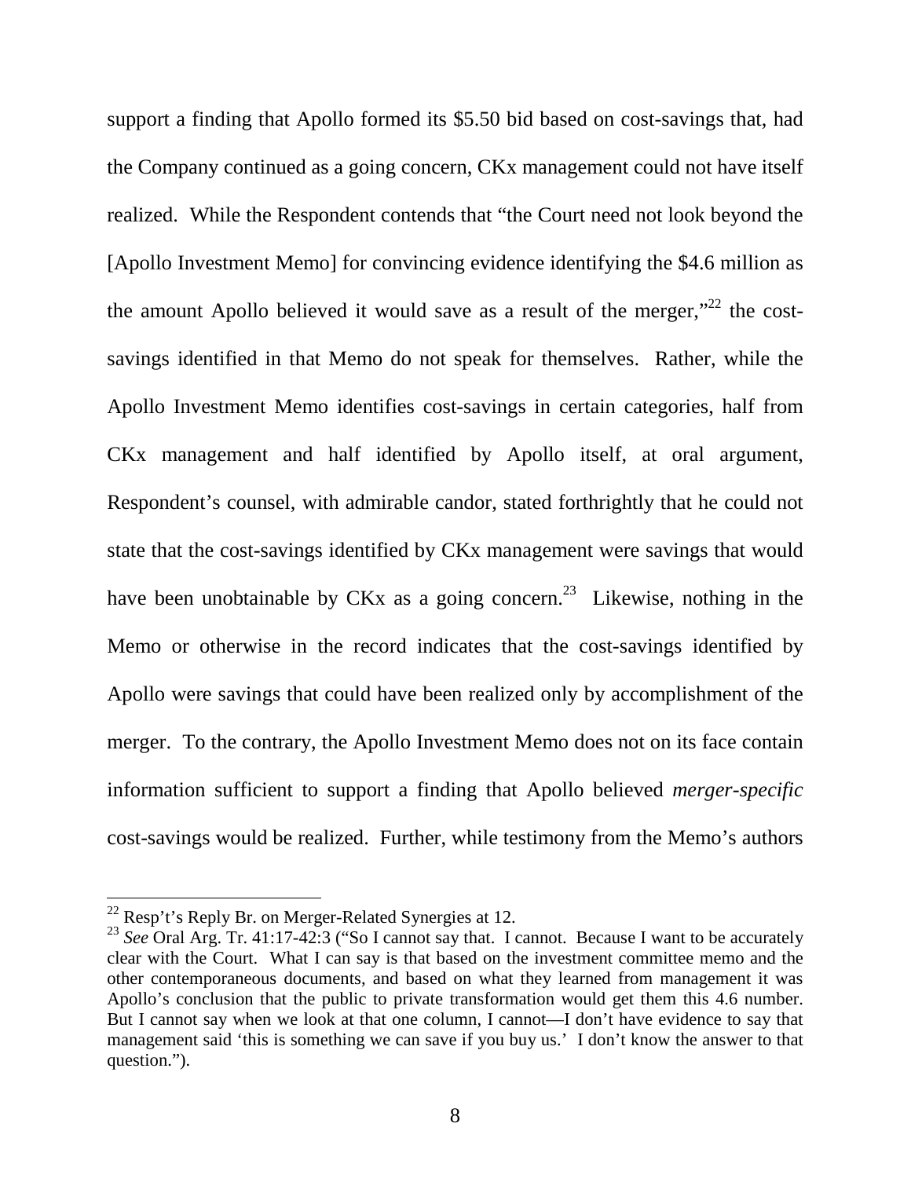support a finding that Apollo formed its $5.50 bid based on cost-savings that, had the Company continued as a going concern, CKx management could not have itself realized. While the Respondent contends that "the Court need not look beyond the [Apollo Investment Memo] for convincing evidence identifying the $4.6 million as the amount Apollo believed it would save as a result of the merger,"[22] the cost-savings identified in that Memo do not speak for themselves. Rather, while the Apollo Investment Memo identifies cost-savings in certain categories, half from CKx management and half identified by Apollo itself, at oral argument, Respondent's counsel, with admirable candor, stated forthrightly that he could not state that the cost-savings identified by CKx management were savings that would have been unobtainable by CKx as a going concern.[23] Likewise, nothing in the Memo or otherwise in the record indicates that the cost-savings identified by Apollo were savings that could have been realized only by accomplishment of the merger. To the contrary, the Apollo Investment Memo does not on its face contain information sufficient to support a finding that Apollo believed *merger-specific* cost-savings would be realized. Further, while testimony from the Memo's authors

---

[22] Resp't's Reply Br. on Merger-Related Synergies at 12.

[23] *See* Oral Arg. Tr. 41:17-42:3 ("So I cannot say that. I cannot. Because I want to be accurately clear with the Court. What I can say is that based on the investment committee memo and the other contemporaneous documents, and based on what they learned from management it was Apollo's conclusion that the public to private transformation would get them this 4.6 number. But I cannot say when we look at that one column, I cannot—I don't have evidence to say that management said 'this is something we can save if you buy us.' I don't know the answer to that question.").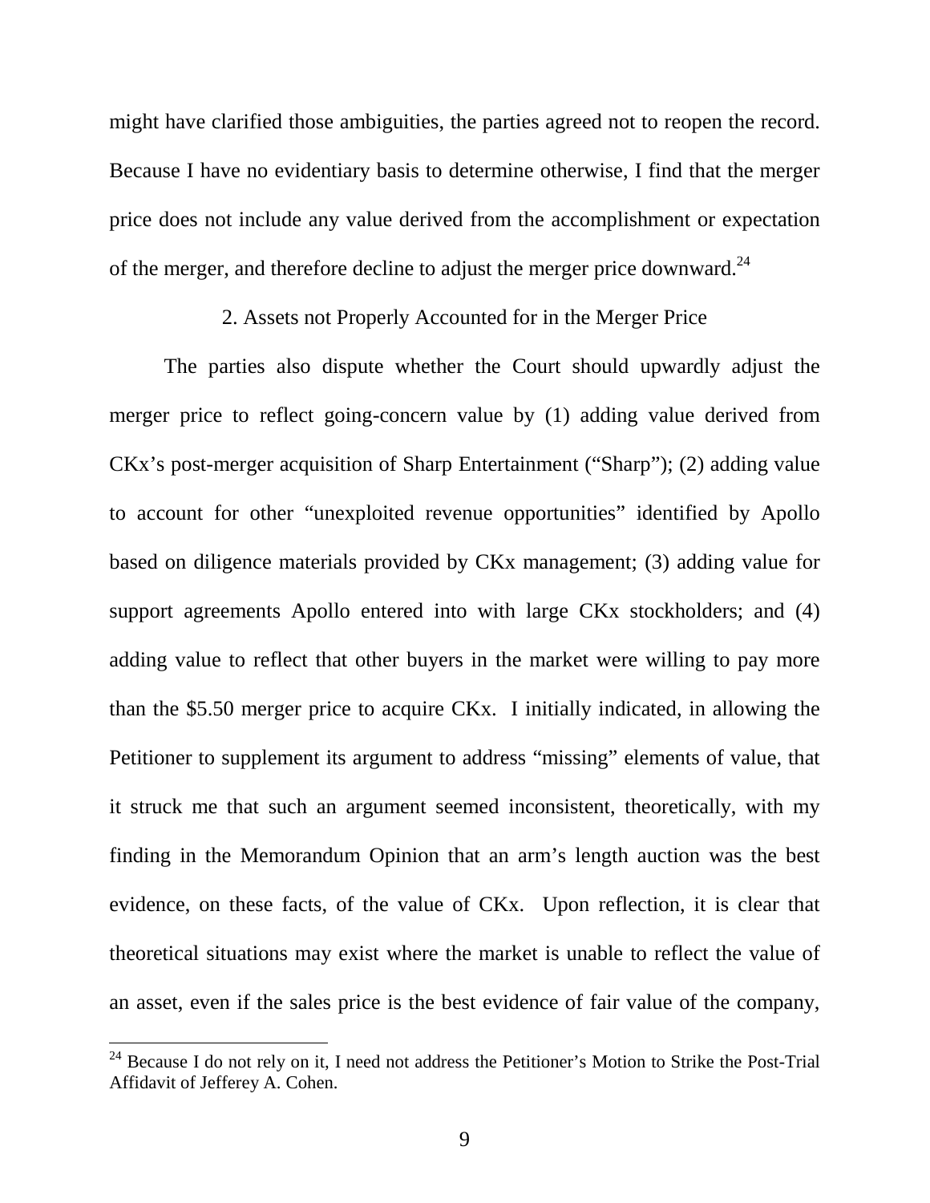might have clarified those ambiguities, the parties agreed not to reopen the record. Because I have no evidentiary basis to determine otherwise, I find that the merger price does not include any value derived from the accomplishment or expectation of the merger, and therefore decline to adjust the merger price downward.[24]

2. Assets not Properly Accounted for in the Merger Price

The parties also dispute whether the Court should upwardly adjust the merger price to reflect going-concern value by (1) adding value derived from CKx's post-merger acquisition of Sharp Entertainment ("Sharp"); (2) adding value to account for other "unexploited revenue opportunities" identified by Apollo based on diligence materials provided by CKx management; (3) adding value for support agreements Apollo entered into with large CKx stockholders; and (4) adding value to reflect that other buyers in the market were willing to pay more than the $5.50 merger price to acquire CKx. I initially indicated, in allowing the Petitioner to supplement its argument to address "missing" elements of value, that it struck me that such an argument seemed inconsistent, theoretically, with my finding in the Memorandum Opinion that an arm's length auction was the best evidence, on these facts, of the value of CKx. Upon reflection, it is clear that theoretical situations may exist where the market is unable to reflect the value of an asset, even if the sales price is the best evidence of fair value of the company,

[24] Because I do not rely on it, I need not address the Petitioner's Motion to Strike the Post-Trial Affidavit of Jefferey A. Cohen.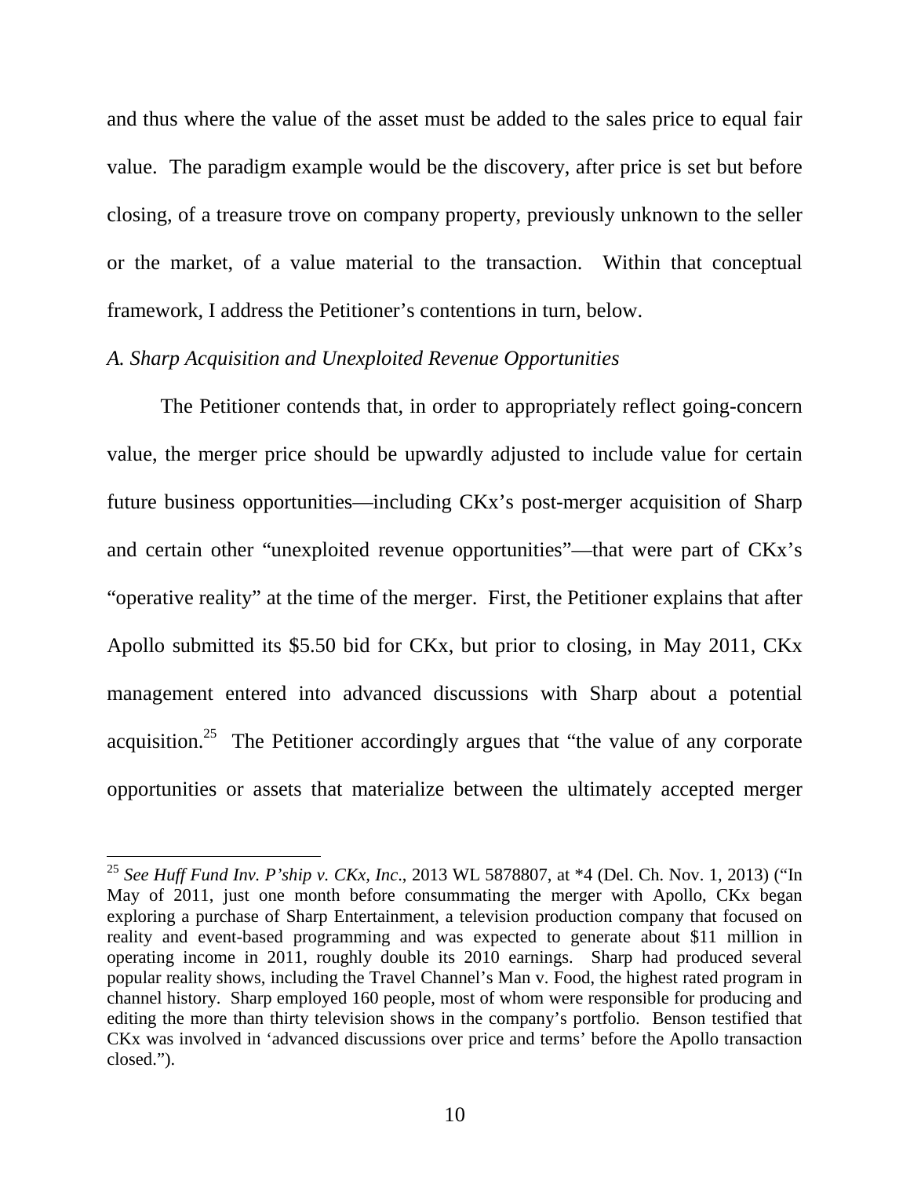and thus where the value of the asset must be added to the sales price to equal fair value. The paradigm example would be the discovery, after price is set but before closing, of a treasure trove on company property, previously unknown to the seller or the market, of a value material to the transaction. Within that conceptual framework, I address the Petitioner's contentions in turn, below.

*A. Sharp Acquisition and Unexploited Revenue Opportunities*

The Petitioner contends that, in order to appropriately reflect going-concern value, the merger price should be upwardly adjusted to include value for certain future business opportunities—including CKx's post-merger acquisition of Sharp and certain other "unexploited revenue opportunities"—that were part of CKx's "operative reality" at the time of the merger. First, the Petitioner explains that after Apollo submitted its $5.50 bid for CKx, but prior to closing, in May 2011, CKx management entered into advanced discussions with Sharp about a potential acquisition.[25] The Petitioner accordingly argues that "the value of any corporate opportunities or assets that materialize between the ultimately accepted merger

---

[25] *See Huff Fund Inv. P'ship v. CKx, Inc*., 2013 WL 5878807, at *4 (Del. Ch. Nov. 1, 2013) ("In May of 2011, just one month before consummating the merger with Apollo, CKx began exploring a purchase of Sharp Entertainment, a television production company that focused on reality and event-based programming and was expected to generate about $11 million in operating income in 2011, roughly double its 2010 earnings. Sharp had produced several popular reality shows, including the Travel Channel's Man v. Food, the highest rated program in channel history. Sharp employed 160 people, most of whom were responsible for producing and editing the more than thirty television shows in the company's portfolio. Benson testified that CKx was involved in 'advanced discussions over price and terms' before the Apollo transaction closed.").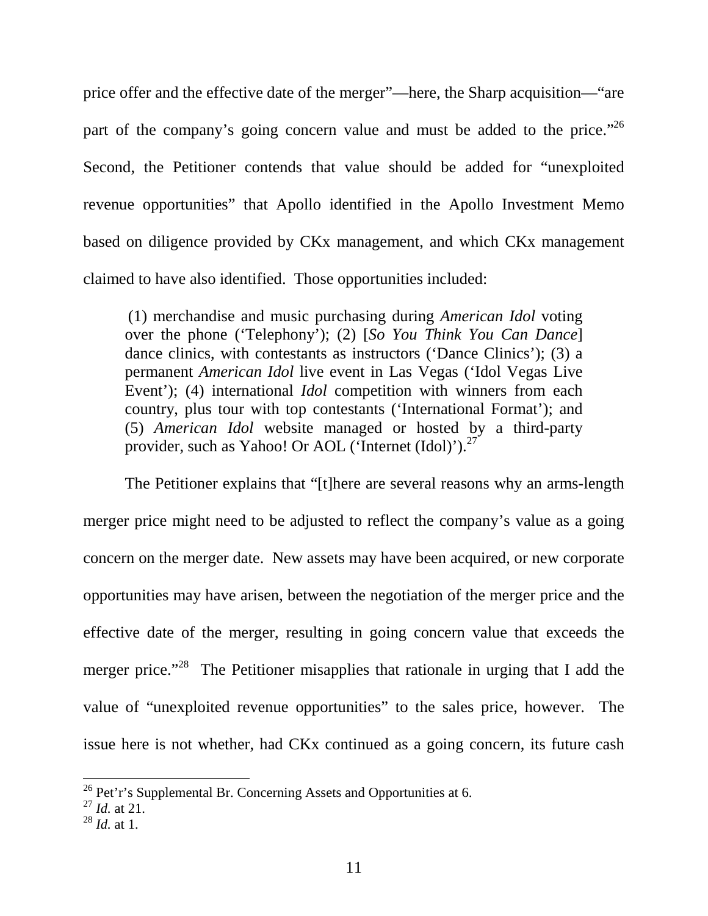price offer and the effective date of the merger"—here, the Sharp acquisition—"are part of the company's going concern value and must be added to the price."[26] Second, the Petitioner contends that value should be added for "unexploited revenue opportunities" that Apollo identified in the Apollo Investment Memo based on diligence provided by CKx management, and which CKx management claimed to have also identified. Those opportunities included:

> (1) merchandise and music purchasing during *American Idol* voting over the phone ('Telephony'); (2) [*So You Think You Can Dance*] dance clinics, with contestants as instructors ('Dance Clinics'); (3) a permanent *American Idol* live event in Las Vegas ('Idol Vegas Live Event'); (4) international *Idol* competition with winners from each country, plus tour with top contestants ('International Format'); and (5) *American Idol* website managed or hosted by a third-party provider, such as Yahoo! Or AOL ('Internet (Idol)').[27]

The Petitioner explains that "[t]here are several reasons why an arms-length merger price might need to be adjusted to reflect the company's value as a going concern on the merger date. New assets may have been acquired, or new corporate opportunities may have arisen, between the negotiation of the merger price and the effective date of the merger, resulting in going concern value that exceeds the merger price."[28] The Petitioner misapplies that rationale in urging that I add the value of "unexploited revenue opportunities" to the sales price, however. The issue here is not whether, had CKx continued as a going concern, its future cash

[26] Pet'r's Supplemental Br. Concerning Assets and Opportunities at 6.
[27] *Id.* at 21.
[28] *Id.* at 1.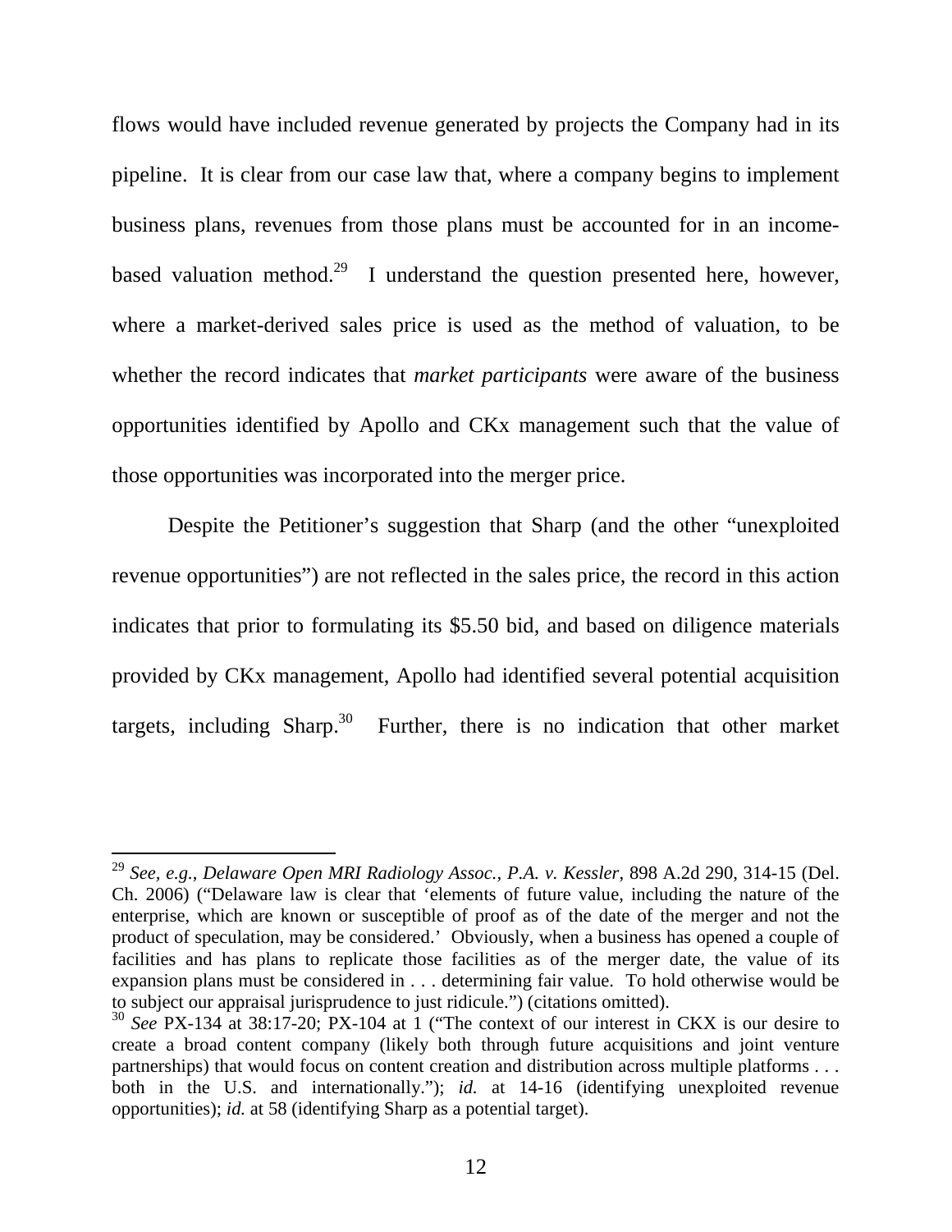flows would have included revenue generated by projects the Company had in its pipeline. It is clear from our case law that, where a company begins to implement business plans, revenues from those plans must be accounted for in an income-based valuation method.[29] I understand the question presented here, however, where a market-derived sales price is used as the method of valuation, to be whether the record indicates that *market participants* were aware of the business opportunities identified by Apollo and CKx management such that the value of those opportunities was incorporated into the merger price.

Despite the Petitioner's suggestion that Sharp (and the other "unexploited revenue opportunities") are not reflected in the sales price, the record in this action indicates that prior to formulating its $5.50 bid, and based on diligence materials provided by CKx management, Apollo had identified several potential acquisition targets, including Sharp.[30] Further, there is no indication that other market

---

[29] *See, e.g.*, *Delaware Open MRI Radiology Assoc., P.A. v. Kessler*, 898 A.2d 290, 314-15 (Del. Ch. 2006) ("Delaware law is clear that 'elements of future value, including the nature of the enterprise, which are known or susceptible of proof as of the date of the merger and not the product of speculation, may be considered.' Obviously, when a business has opened a couple of facilities and has plans to replicate those facilities as of the merger date, the value of its expansion plans must be considered in . . . determining fair value. To hold otherwise would be to subject our appraisal jurisprudence to just ridicule.") (citations omitted).

[30] *See* PX-134 at 38:17-20; PX-104 at 1 ("The context of our interest in CKX is our desire to create a broad content company (likely both through future acquisitions and joint venture partnerships) that would focus on content creation and distribution across multiple platforms . . . both in the U.S. and internationally."); *id.* at 14-16 (identifying unexploited revenue opportunities); *id.* at 58 (identifying Sharp as a potential target).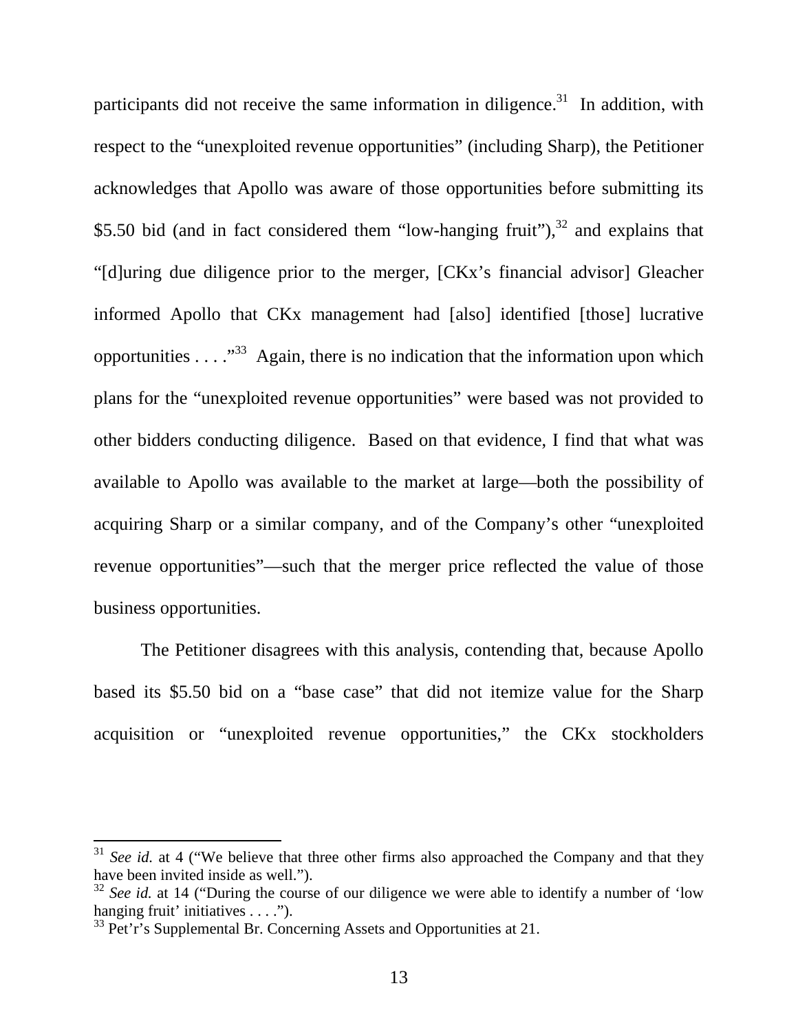participants did not receive the same information in diligence.[31] In addition, with respect to the "unexploited revenue opportunities" (including Sharp), the Petitioner acknowledges that Apollo was aware of those opportunities before submitting its $5.50 bid (and in fact considered them "low-hanging fruit"),[32] and explains that "[d]uring due diligence prior to the merger, [CKx's financial advisor] Gleacher informed Apollo that CKx management had [also] identified [those] lucrative opportunities . . . ."[33] Again, there is no indication that the information upon which plans for the "unexploited revenue opportunities" were based was not provided to other bidders conducting diligence. Based on that evidence, I find that what was available to Apollo was available to the market at large—both the possibility of acquiring Sharp or a similar company, and of the Company's other "unexploited revenue opportunities"—such that the merger price reflected the value of those business opportunities.

The Petitioner disagrees with this analysis, contending that, because Apollo based its $5.50 bid on a "base case" that did not itemize value for the Sharp acquisition or "unexploited revenue opportunities," the CKx stockholders

---

[31] *See id.* at 4 ("We believe that three other firms also approached the Company and that they have been invited inside as well.").

[32] *See id.* at 14 ("During the course of our diligence we were able to identify a number of 'low hanging fruit' initiatives . . . .").

[33] Pet'r's Supplemental Br. Concerning Assets and Opportunities at 21.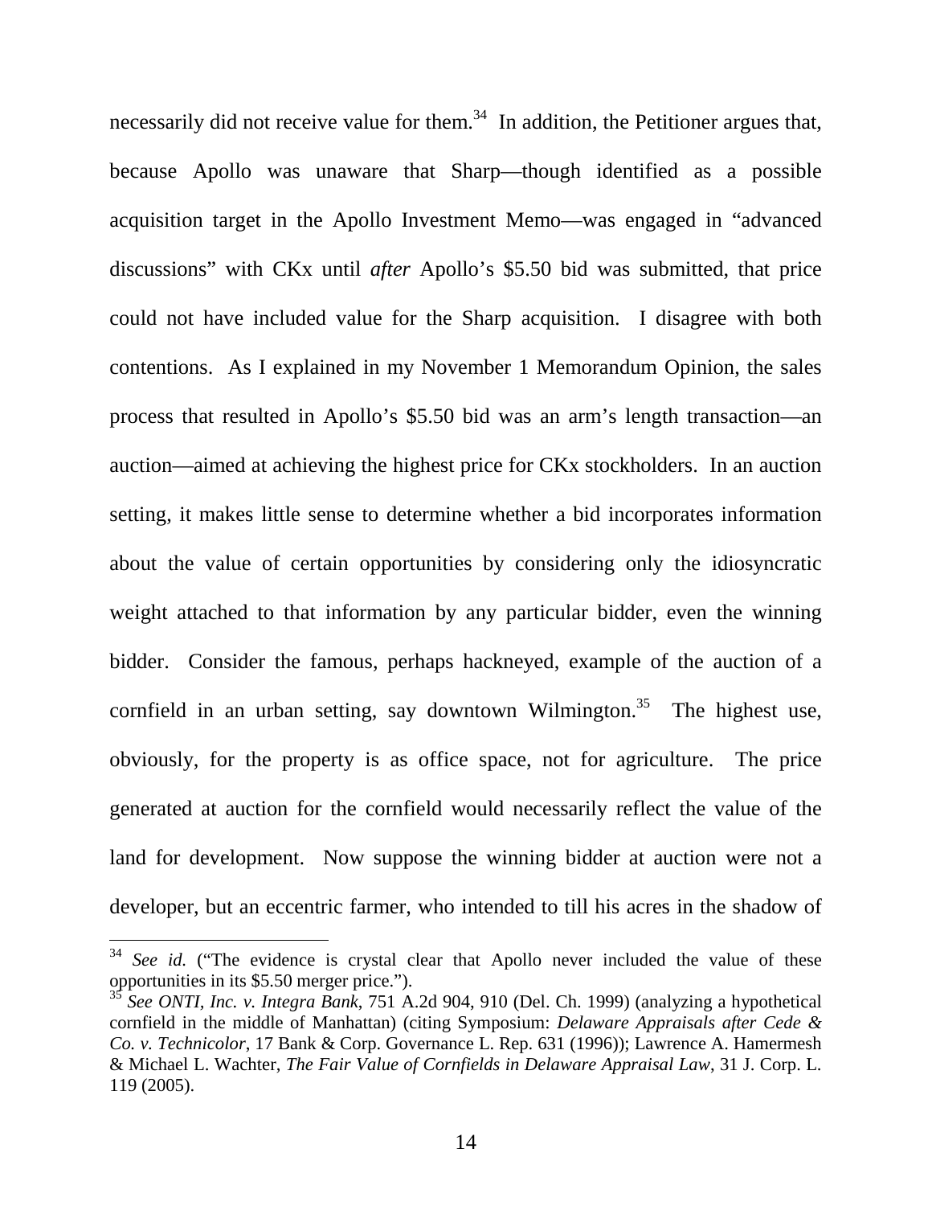necessarily did not receive value for them.[34] In addition, the Petitioner argues that, because Apollo was unaware that Sharp—though identified as a possible acquisition target in the Apollo Investment Memo—was engaged in "advanced discussions" with CKx until *after* Apollo's $5.50 bid was submitted, that price could not have included value for the Sharp acquisition. I disagree with both contentions. As I explained in my November 1 Memorandum Opinion, the sales process that resulted in Apollo's $5.50 bid was an arm's length transaction—an auction—aimed at achieving the highest price for CKx stockholders. In an auction setting, it makes little sense to determine whether a bid incorporates information about the value of certain opportunities by considering only the idiosyncratic weight attached to that information by any particular bidder, even the winning bidder. Consider the famous, perhaps hackneyed, example of the auction of a cornfield in an urban setting, say downtown Wilmington.[35] The highest use, obviously, for the property is as office space, not for agriculture. The price generated at auction for the cornfield would necessarily reflect the value of the land for development. Now suppose the winning bidder at auction were not a developer, but an eccentric farmer, who intended to till his acres in the shadow of

---

[34] *See id.* ("The evidence is crystal clear that Apollo never included the value of these opportunities in its $5.50 merger price.").

[35] *See ONTI, Inc. v. Integra Bank*, 751 A.2d 904, 910 (Del. Ch. 1999) (analyzing a hypothetical cornfield in the middle of Manhattan) (citing Symposium: *Delaware Appraisals after Cede & Co. v. Technicolor*, 17 Bank & Corp. Governance L. Rep. 631 (1996)); Lawrence A. Hamermesh & Michael L. Wachter, *The Fair Value of Cornfields in Delaware Appraisal Law*, 31 J. Corp. L. 119 (2005).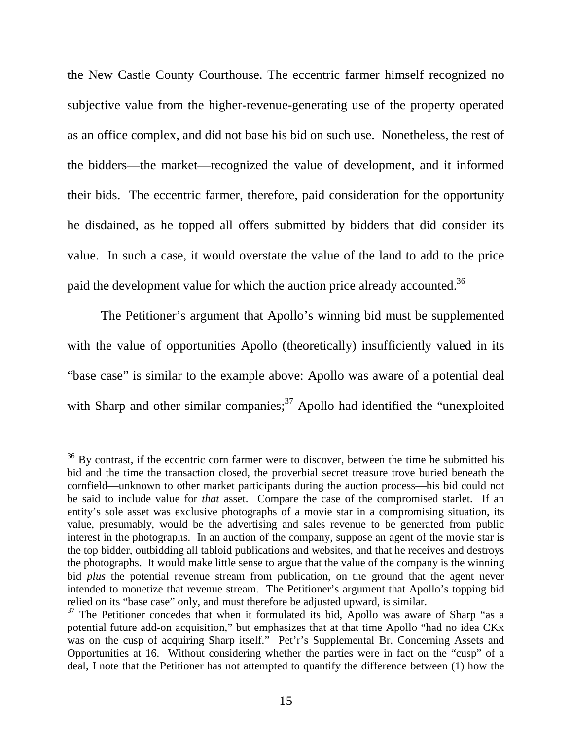the New Castle County Courthouse. The eccentric farmer himself recognized no subjective value from the higher-revenue-generating use of the property operated as an office complex, and did not base his bid on such use. Nonetheless, the rest of the bidders—the market—recognized the value of development, and it informed their bids. The eccentric farmer, therefore, paid consideration for the opportunity he disdained, as he topped all offers submitted by bidders that did consider its value. In such a case, it would overstate the value of the land to add to the price paid the development value for which the auction price already accounted.[36]

The Petitioner's argument that Apollo's winning bid must be supplemented with the value of opportunities Apollo (theoretically) insufficiently valued in its "base case" is similar to the example above: Apollo was aware of a potential deal with Sharp and other similar companies;[37] Apollo had identified the "unexploited

---

[36] By contrast, if the eccentric corn farmer were to discover, between the time he submitted his bid and the time the transaction closed, the proverbial secret treasure trove buried beneath the cornfield—unknown to other market participants during the auction process—his bid could not be said to include value for *that* asset. Compare the case of the compromised starlet. If an entity's sole asset was exclusive photographs of a movie star in a compromising situation, its value, presumably, would be the advertising and sales revenue to be generated from public interest in the photographs. In an auction of the company, suppose an agent of the movie star is the top bidder, outbidding all tabloid publications and websites, and that he receives and destroys the photographs. It would make little sense to argue that the value of the company is the winning bid *plus* the potential revenue stream from publication, on the ground that the agent never intended to monetize that revenue stream. The Petitioner's argument that Apollo's topping bid relied on its "base case" only, and must therefore be adjusted upward, is similar.

[37] The Petitioner concedes that when it formulated its bid, Apollo was aware of Sharp "as a potential future add-on acquisition," but emphasizes that at that time Apollo "had no idea CKx was on the cusp of acquiring Sharp itself." Pet'r's Supplemental Br. Concerning Assets and Opportunities at 16. Without considering whether the parties were in fact on the "cusp" of a deal, I note that the Petitioner has not attempted to quantify the difference between (1) how the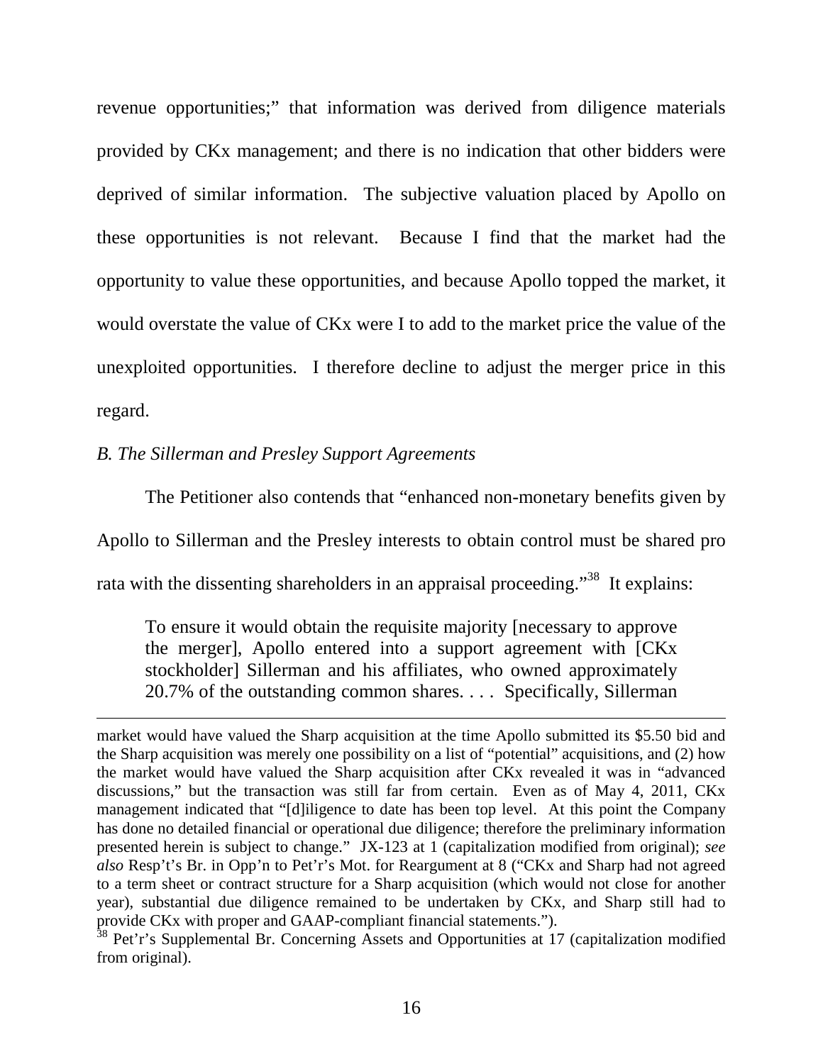revenue opportunities;" that information was derived from diligence materials provided by CKx management; and there is no indication that other bidders were deprived of similar information. The subjective valuation placed by Apollo on these opportunities is not relevant. Because I find that the market had the opportunity to value these opportunities, and because Apollo topped the market, it would overstate the value of CKx were I to add to the market price the value of the unexploited opportunities. I therefore decline to adjust the merger price in this regard.

*B. The Sillerman and Presley Support Agreements*

The Petitioner also contends that "enhanced non-monetary benefits given by Apollo to Sillerman and the Presley interests to obtain control must be shared pro rata with the dissenting shareholders in an appraisal proceeding."[38] It explains:

> To ensure it would obtain the requisite majority [necessary to approve the merger], Apollo entered into a support agreement with [CKx stockholder] Sillerman and his affiliates, who owned approximately 20.7% of the outstanding common shares. . . . Specifically, Sillerman

---

market would have valued the Sharp acquisition at the time Apollo submitted its $5.50 bid and the Sharp acquisition was merely one possibility on a list of "potential" acquisitions, and (2) how the market would have valued the Sharp acquisition after CKx revealed it was in "advanced discussions," but the transaction was still far from certain. Even as of May 4, 2011, CKx management indicated that "[d]iligence to date has been top level. At this point the Company has done no detailed financial or operational due diligence; therefore the preliminary information presented herein is subject to change." JX-123 at 1 (capitalization modified from original); *see also* Resp't's Br. in Opp'n to Pet'r's Mot. for Reargument at 8 ("CKx and Sharp had not agreed to a term sheet or contract structure for a Sharp acquisition (which would not close for another year), substantial due diligence remained to be undertaken by CKx, and Sharp still had to provide CKx with proper and GAAP-compliant financial statements.").

[38] Pet'r's Supplemental Br. Concerning Assets and Opportunities at 17 (capitalization modified from original).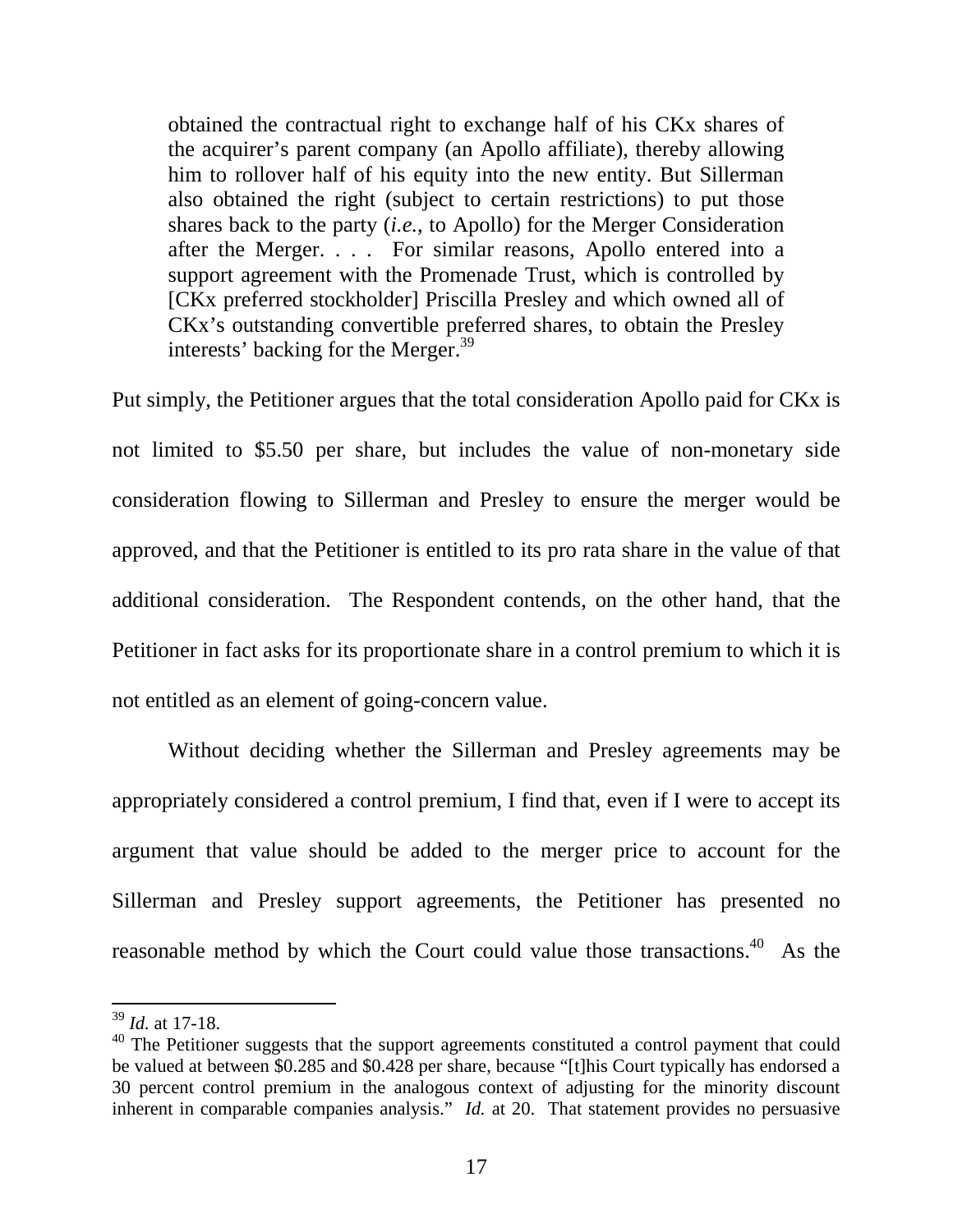> obtained the contractual right to exchange half of his CKx shares of the acquirer's parent company (an Apollo affiliate), thereby allowing him to rollover half of his equity into the new entity. But Sillerman also obtained the right (subject to certain restrictions) to put those shares back to the party (*i.e.*, to Apollo) for the Merger Consideration after the Merger. . . . For similar reasons, Apollo entered into a support agreement with the Promenade Trust, which is controlled by [CKx preferred stockholder] Priscilla Presley and which owned all of CKx's outstanding convertible preferred shares, to obtain the Presley interests' backing for the Merger.[39]

Put simply, the Petitioner argues that the total consideration Apollo paid for CKx is not limited to $5.50 per share, but includes the value of non-monetary side consideration flowing to Sillerman and Presley to ensure the merger would be approved, and that the Petitioner is entitled to its pro rata share in the value of that additional consideration. The Respondent contends, on the other hand, that the Petitioner in fact asks for its proportionate share in a control premium to which it is not entitled as an element of going-concern value.

Without deciding whether the Sillerman and Presley agreements may be appropriately considered a control premium, I find that, even if I were to accept its argument that value should be added to the merger price to account for the Sillerman and Presley support agreements, the Petitioner has presented no reasonable method by which the Court could value those transactions.[40] As the

---

[39] *Id.* at 17-18.

[40] The Petitioner suggests that the support agreements constituted a control payment that could be valued at between $0.285 and $0.428 per share, because "[t]his Court typically has endorsed a 30 percent control premium in the analogous context of adjusting for the minority discount inherent in comparable companies analysis." *Id.* at 20. That statement provides no persuasive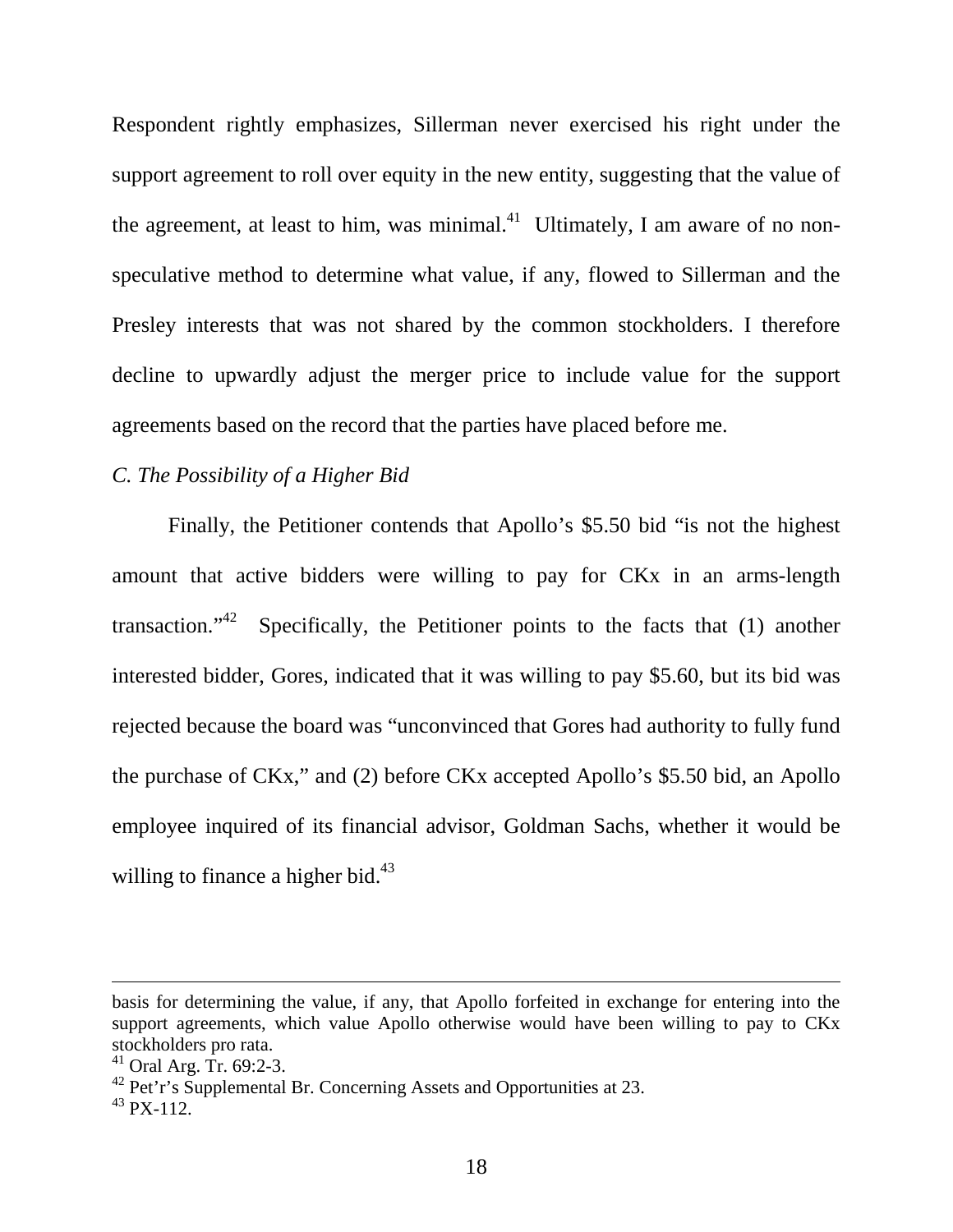Respondent rightly emphasizes, Sillerman never exercised his right under the support agreement to roll over equity in the new entity, suggesting that the value of the agreement, at least to him, was minimal.[41] Ultimately, I am aware of no non-speculative method to determine what value, if any, flowed to Sillerman and the Presley interests that was not shared by the common stockholders. I therefore decline to upwardly adjust the merger price to include value for the support agreements based on the record that the parties have placed before me.

*C. The Possibility of a Higher Bid*

Finally, the Petitioner contends that Apollo's $5.50 bid "is not the highest amount that active bidders were willing to pay for CKx in an arms-length transaction."[42] Specifically, the Petitioner points to the facts that (1) another interested bidder, Gores, indicated that it was willing to pay $5.60, but its bid was rejected because the board was "unconvinced that Gores had authority to fully fund the purchase of CKx," and (2) before CKx accepted Apollo's $5.50 bid, an Apollo employee inquired of its financial advisor, Goldman Sachs, whether it would be willing to finance a higher bid.[43]

---

basis for determining the value, if any, that Apollo forfeited in exchange for entering into the support agreements, which value Apollo otherwise would have been willing to pay to CKx stockholders pro rata.

[41] Oral Arg. Tr. 69:2-3.

[42] Pet'r's Supplemental Br. Concerning Assets and Opportunities at 23.

[43] PX-112.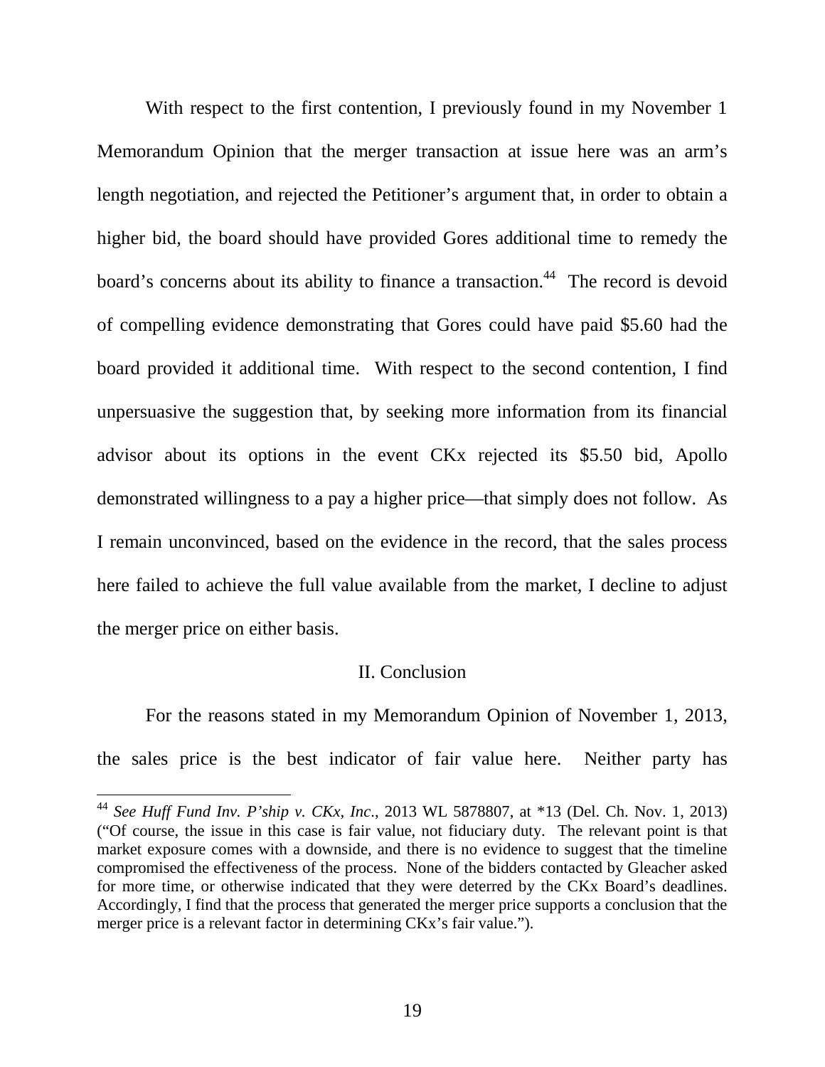With respect to the first contention, I previously found in my November 1 Memorandum Opinion that the merger transaction at issue here was an arm's length negotiation, and rejected the Petitioner's argument that, in order to obtain a higher bid, the board should have provided Gores additional time to remedy the board's concerns about its ability to finance a transaction.[44] The record is devoid of compelling evidence demonstrating that Gores could have paid $5.60 had the board provided it additional time. With respect to the second contention, I find unpersuasive the suggestion that, by seeking more information from its financial advisor about its options in the event CKx rejected its $5.50 bid, Apollo demonstrated willingness to a pay a higher price—that simply does not follow. As I remain unconvinced, based on the evidence in the record, that the sales process here failed to achieve the full value available from the market, I decline to adjust the merger price on either basis.

## II. Conclusion

For the reasons stated in my Memorandum Opinion of November 1, 2013, the sales price is the best indicator of fair value here. Neither party has

---

[44] *See Huff Fund Inv. P'ship v. CKx, Inc*., 2013 WL 5878807, at *13 (Del. Ch. Nov. 1, 2013) ("Of course, the issue in this case is fair value, not fiduciary duty. The relevant point is that market exposure comes with a downside, and there is no evidence to suggest that the timeline compromised the effectiveness of the process. None of the bidders contacted by Gleacher asked for more time, or otherwise indicated that they were deterred by the CKx Board's deadlines. Accordingly, I find that the process that generated the merger price supports a conclusion that the merger price is a relevant factor in determining CKx's fair value.").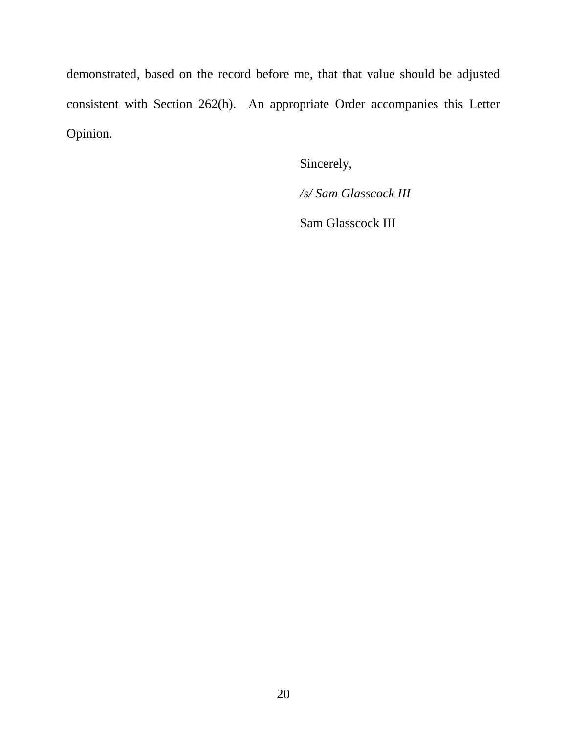demonstrated, based on the record before me, that that value should be adjusted consistent with Section 262(h). An appropriate Order accompanies this Letter Opinion.

Sincerely,

*/s/ Sam Glasscock III*

Sam Glasscock III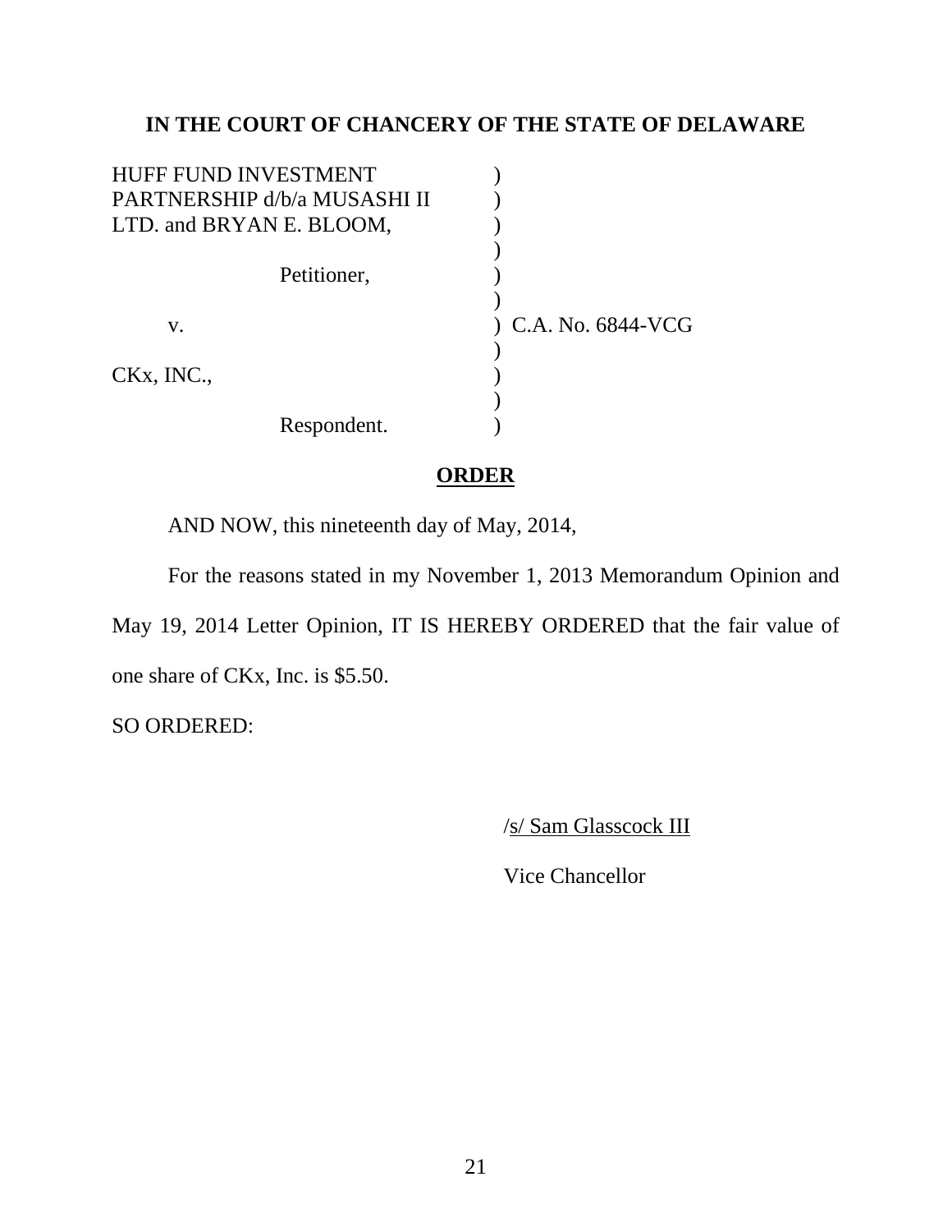**IN THE COURT OF CHANCERY OF THE STATE OF DELAWARE**

HUFF FUND INVESTMENT PARTNERSHIP d/b/a MUSASHI II LTD. and BRYAN E. BLOOM,

Petitioner,

v. 

C.A. No. 6844-VCG

CKx, INC.,

Respondent.

**ORDER**

AND NOW, this nineteenth day of May, 2014,

For the reasons stated in my November 1, 2013 Memorandum Opinion and May 19, 2014 Letter Opinion, IT IS HEREBY ORDERED that the fair value of one share of CKx, Inc. is $5.50.

SO ORDERED:

/s/ Sam Glasscock III

Vice Chancellor